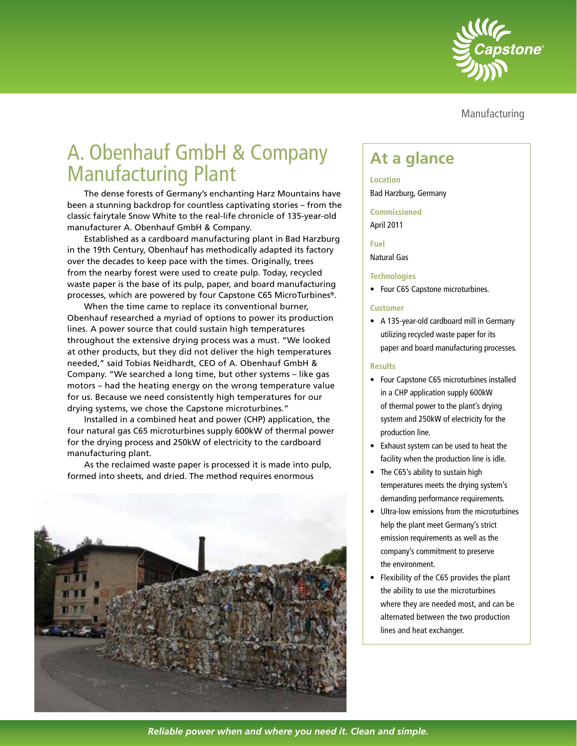Manufacturing

# A. Obenhauf GmbH & Company Manufacturing Plant

The dense forests of Germany's enchanting Harz Mountains have been a stunning backdrop for countless captivating stories – from the classic fairytale Snow White to the real-life chronicle of 135-year-old manufacturer A. Obenhauf GmbH & Company.

Established as a cardboard manufacturing plant in Bad Harzburg in the 19th Century, Obenhauf has methodically adapted its factory over the decades to keep pace with the times. Originally, trees from the nearby forest were used to create pulp. Today, recycled waste paper is the base of its pulp, paper, and board manufacturing processes, which are powered by four Capstone C65 MicroTurbines®.

When the time came to replace its conventional burner, Obenhauf researched a myriad of options to power its production lines. A power source that could sustain high temperatures throughout the extensive drying process was a must. "We looked at other products, but they did not deliver the high temperatures needed," said Tobias Neidhardt, CEO of A. Obenhauf GmbH & Company. "We searched a long time, but other systems – like gas motors – had the heating energy on the wrong temperature value for us. Because we need consistently high temperatures for our drying systems, we chose the Capstone microturbines."

Installed in a combined heat and power (CHP) application, the four natural gas C65 microturbines supply 600kW of thermal power for the drying process and 250kW of electricity to the cardboard manufacturing plant.

As the reclaimed waste paper is processed it is made into pulp, formed into sheets, and dried. The method requires enormous

## At a glance

**Location**
Bad Harzburg, Germany

**Commissioned**
April 2011

**Fuel**
Natural Gas

**Technologies**
- Four C65 Capstone microturbines.

**Customer**
- A 135-year-old cardboard mill in Germany utilizing recycled waste paper for its paper and board manufacturing processes.

**Results**
- Four Capstone C65 microturbines installed in a CHP application supply 600kW of thermal power to the plant's drying system and 250kW of electricity for the production line.
- Exhaust system can be used to heat the facility when the production line is idle.
- The C65's ability to sustain high temperatures meets the drying system's demanding performance requirements.
- Ultra-low emissions from the microturbines help the plant meet Germany's strict emission requirements as well as the company's commitment to preserve the environment.
- Flexibility of the C65 provides the plant the ability to use the microturbines where they are needed most, and can be alternated between the two production lines and heat exchanger.

*Reliable power when and where you need it. Clean and simple.*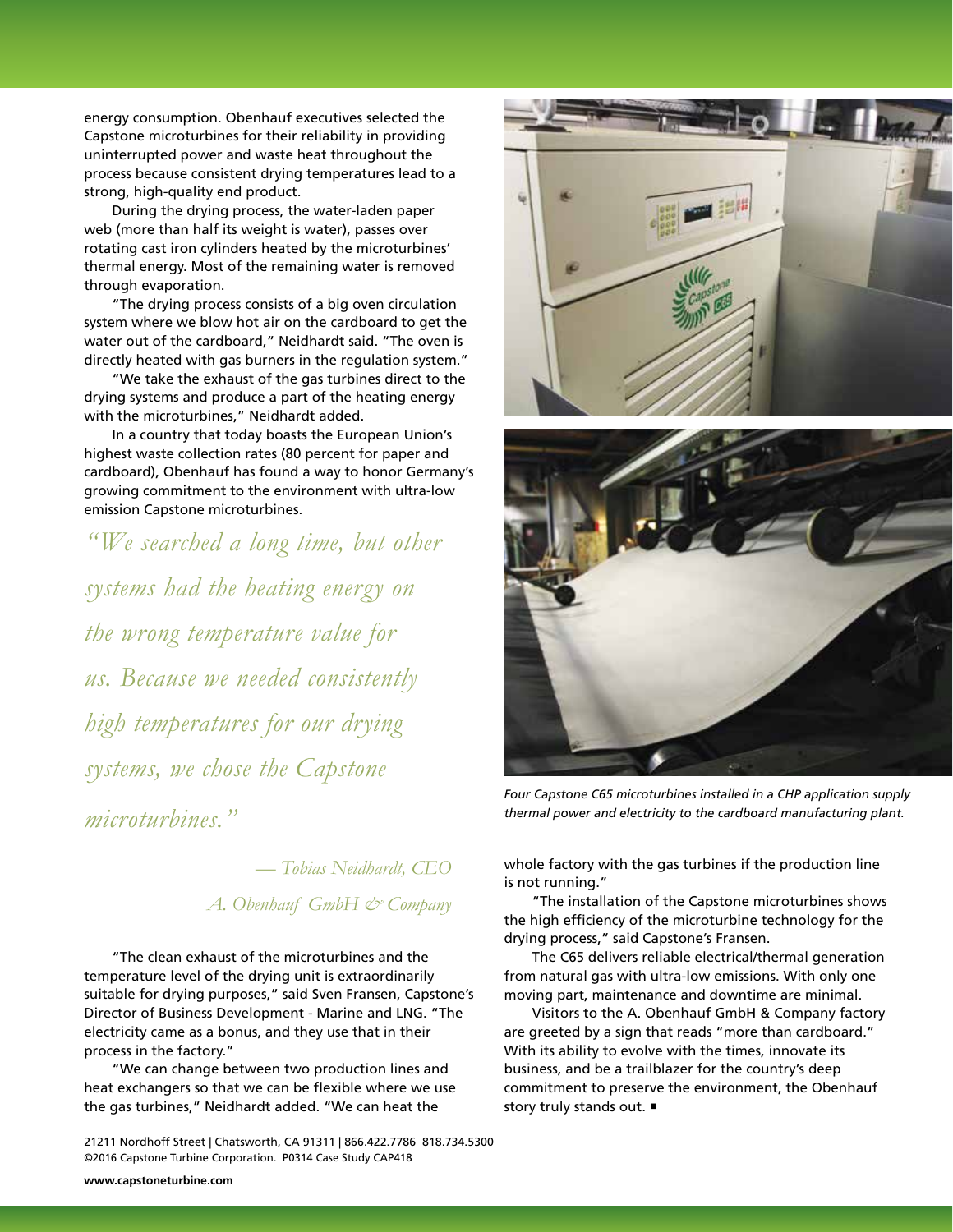energy consumption. Obenhauf executives selected the Capstone microturbines for their reliability in providing uninterrupted power and waste heat throughout the process because consistent drying temperatures lead to a strong, high-quality end product.

During the drying process, the water-laden paper web (more than half its weight is water), passes over rotating cast iron cylinders heated by the microturbines' thermal energy. Most of the remaining water is removed through evaporation.

"The drying process consists of a big oven circulation system where we blow hot air on the cardboard to get the water out of the cardboard," Neidhardt said. "The oven is directly heated with gas burners in the regulation system."

"We take the exhaust of the gas turbines direct to the drying systems and produce a part of the heating energy with the microturbines," Neidhardt added.

In a country that today boasts the European Union's highest waste collection rates (80 percent for paper and cardboard), Obenhauf has found a way to honor Germany's growing commitment to the environment with ultra-low emission Capstone microturbines.

*"We searched a long time, but other systems had the heating energy on the wrong temperature value for us. Because we needed consistently high temperatures for our drying systems, we chose the Capstone microturbines."*

*— Tobias Neidhardt, CEO*
*A. Obenhauf GmbH & Company*

"The clean exhaust of the microturbines and the temperature level of the drying unit is extraordinarily suitable for drying purposes," said Sven Fransen, Capstone's Director of Business Development - Marine and LNG. "The electricity came as a bonus, and they use that in their process in the factory."

"We can change between two production lines and heat exchangers so that we can be flexible where we use the gas turbines," Neidhardt added. "We can heat the whole factory with the gas turbines if the production line is not running."

"The installation of the Capstone microturbines shows the high efficiency of the microturbine technology for the drying process," said Capstone's Fransen.

The C65 delivers reliable electrical/thermal generation from natural gas with ultra-low emissions. With only one moving part, maintenance and downtime are minimal.

Visitors to the A. Obenhauf GmbH & Company factory are greeted by a sign that reads "more than cardboard." With its ability to evolve with the times, innovate its business, and be a trailblazer for the country's deep commitment to preserve the environment, the Obenhauf story truly stands out. ■

*Four Capstone C65 microturbines installed in a CHP application supply thermal power and electricity to the cardboard manufacturing plant.*

21211 Nordhoff Street | Chatsworth, CA 91311 | 866.422.7786 818.734.5300
©2016 Capstone Turbine Corporation. P0314 Case Study CAP418

**www.capstoneturbine.com**